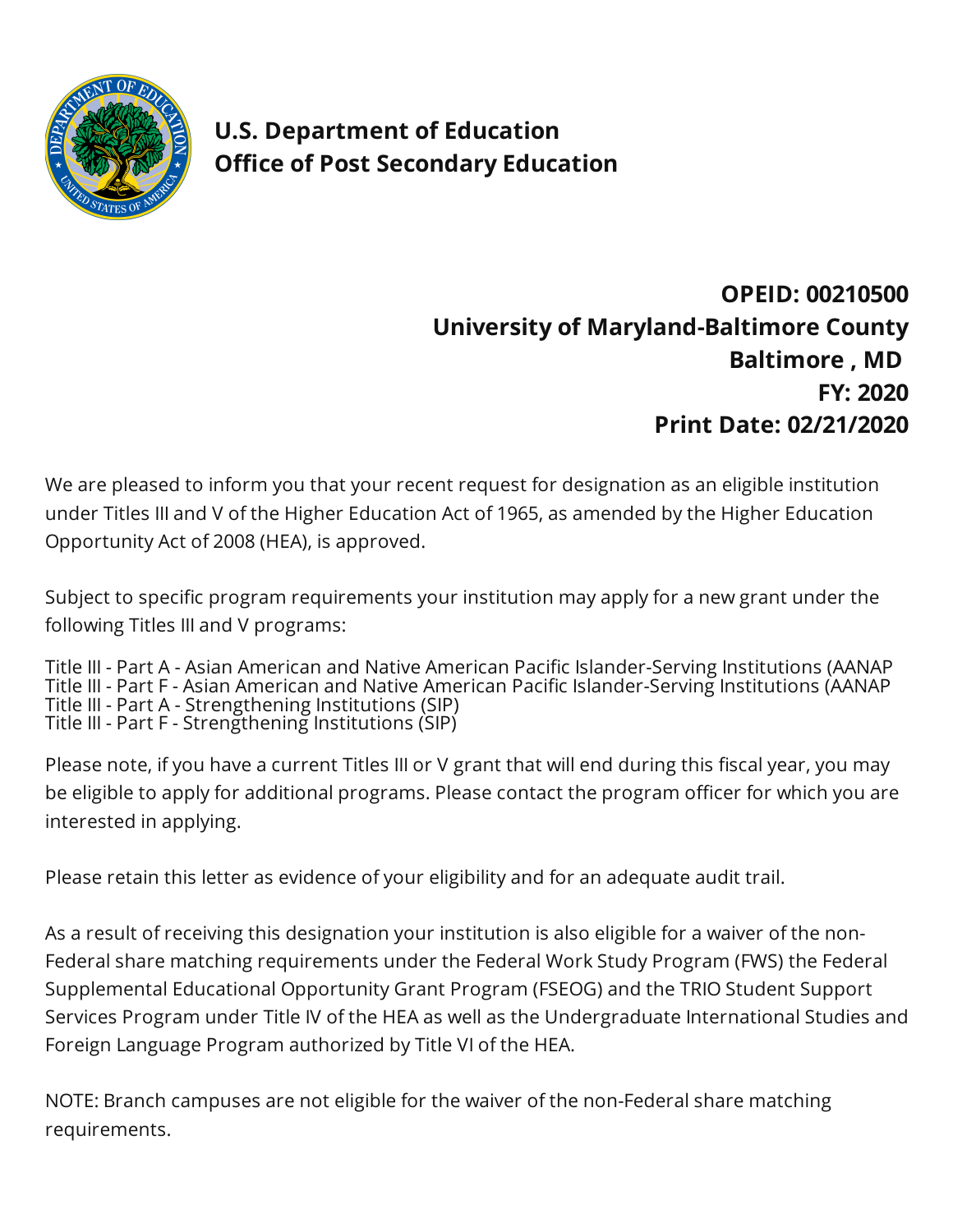**U.S. Department of Education**
**Office of Post Secondary Education**

**OPEID: 00210500**
**University of Maryland-Baltimore County**
**Baltimore , MD**
**FY: 2020**
**Print Date: 02/21/2020**

We are pleased to inform you that your recent request for designation as an eligible institution under Titles III and V of the Higher Education Act of 1965, as amended by the Higher Education Opportunity Act of 2008 (HEA), is approved.

Subject to specific program requirements your institution may apply for a new grant under the following Titles III and V programs:

Title III - Part A - Asian American and Native American Pacific Islander-Serving Institutions (AANAP
Title III - Part F - Asian American and Native American Pacific Islander-Serving Institutions (AANAP
Title III - Part A - Strengthening Institutions (SIP)
Title III - Part F - Strengthening Institutions (SIP)

Please note, if you have a current Titles III or V grant that will end during this fiscal year, you may be eligible to apply for additional programs. Please contact the program officer for which you are interested in applying.

Please retain this letter as evidence of your eligibility and for an adequate audit trail.

As a result of receiving this designation your institution is also eligible for a waiver of the non-Federal share matching requirements under the Federal Work Study Program (FWS) the Federal Supplemental Educational Opportunity Grant Program (FSEOG) and the TRIO Student Support Services Program under Title IV of the HEA as well as the Undergraduate International Studies and Foreign Language Program authorized by Title VI of the HEA.

NOTE: Branch campuses are not eligible for the waiver of the non-Federal share matching requirements.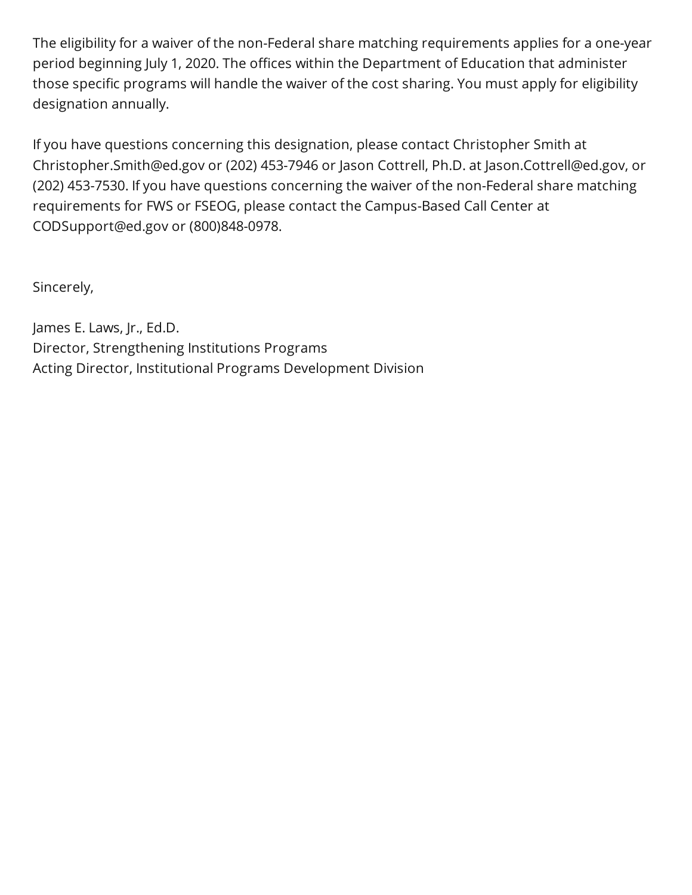The eligibility for a waiver of the non-Federal share matching requirements applies for a one-year period beginning July 1, 2020. The offices within the Department of Education that administer those specific programs will handle the waiver of the cost sharing. You must apply for eligibility designation annually.

If you have questions concerning this designation, please contact Christopher Smith at Christopher.Smith@ed.gov or (202) 453-7946 or Jason Cottrell, Ph.D. at Jason.Cottrell@ed.gov, or (202) 453-7530. If you have questions concerning the waiver of the non-Federal share matching requirements for FWS or FSEOG, please contact the Campus-Based Call Center at CODSupport@ed.gov or (800)848-0978.

Sincerely,

James E. Laws, Jr., Ed.D.
Director, Strengthening Institutions Programs
Acting Director, Institutional Programs Development Division